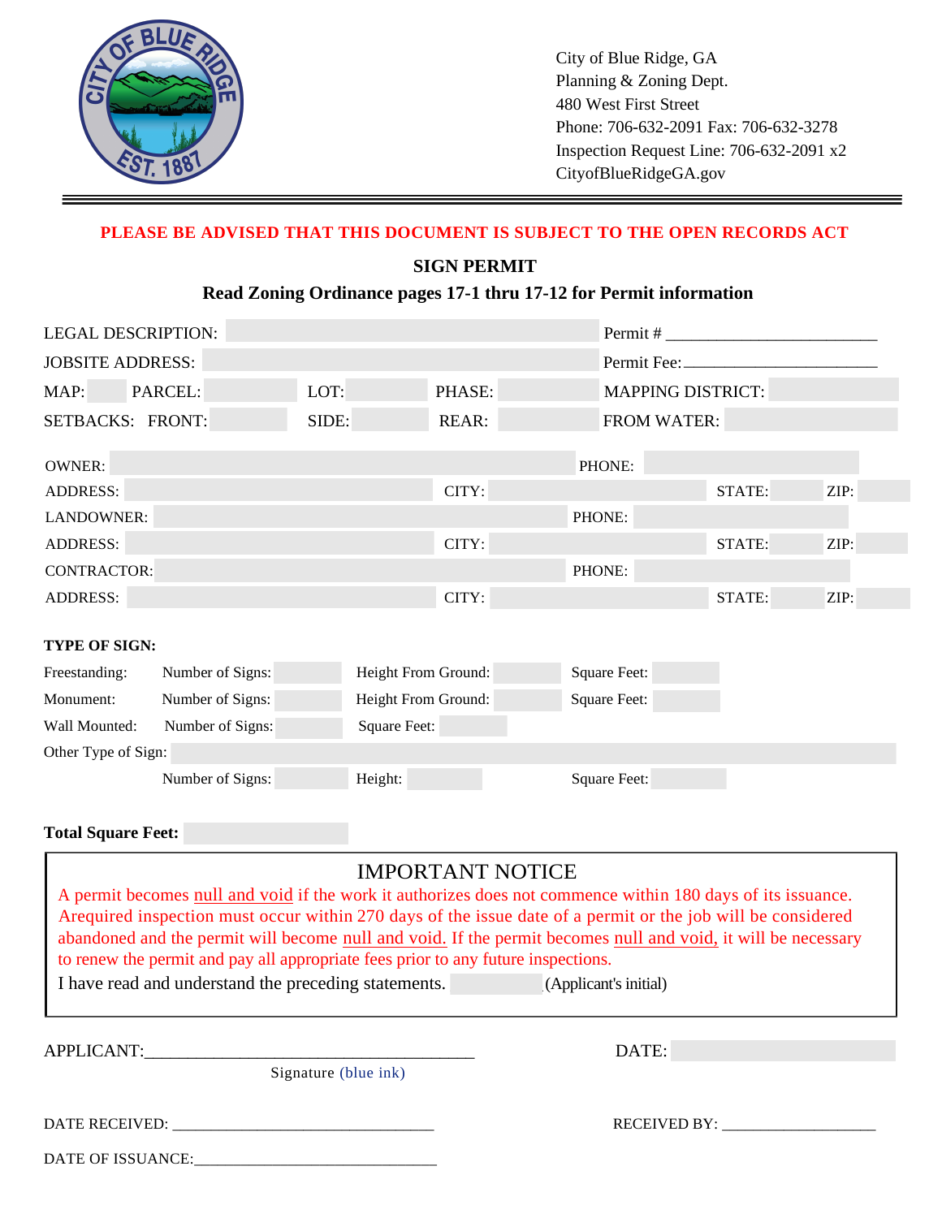City of Blue Ridge, GA
Planning & Zoning Dept.
480 West First Street
Phone: 706-632-2091 Fax: 706-632-3278
Inspection Request Line: 706-632-2091 x2
CityofBlueRidgeGA.gov

**PLEASE BE ADVISED THAT THIS DOCUMENT IS SUBJECT TO THE OPEN RECORDS ACT**

**SIGN PERMIT**

**Read Zoning Ordinance pages 17-1 thru 17-12 for Permit information**

LEGAL DESCRIPTION: Permit # ____________________

JOBSITE ADDRESS: Permit Fee: ____________________

MAP: PARCEL: LOT: PHASE: MAPPING DISTRICT:

SETBACKS: FRONT: SIDE: REAR: FROM WATER:

OWNER: PHONE:

ADDRESS: CITY: STATE: ZIP:

LANDOWNER: PHONE:

ADDRESS: CITY: STATE: ZIP:

CONTRACTOR: PHONE:

ADDRESS: CITY: STATE: ZIP:

**TYPE OF SIGN:**

Freestanding: Number of Signs: Height From Ground: Square Feet:

Monument: Number of Signs: Height From Ground: Square Feet:

Wall Mounted: Number of Signs: Square Feet:

Other Type of Sign:

Number of Signs: Height: Square Feet:

**Total Square Feet:**

IMPORTANT NOTICE

A permit becomes null and void if the work it authorizes does not commence within 180 days of its issuance. Arequired inspection must occur within 270 days of the issue date of a permit or the job will be considered abandoned and the permit will become null and void. If the permit becomes null and void, it will be necessary to renew the permit and pay all appropriate fees prior to any future inspections.

I have read and understand the preceding statements. (Applicant's initial)

APPLICANT:______________________________ DATE:

Signature (blue ink)

DATE RECEIVED: ____________________________ RECEIVED BY: ____________________

DATE OF ISSUANCE: ____________________________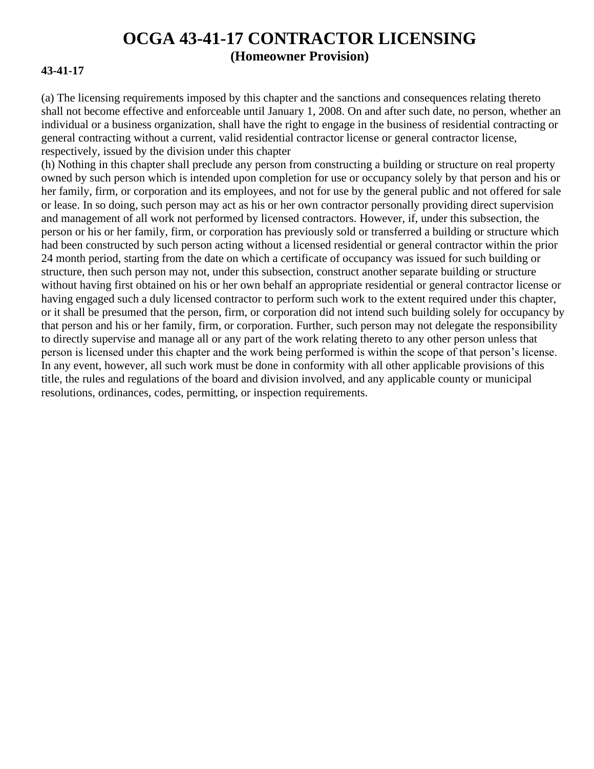# OCGA 43-41-17 CONTRACTOR LICENSING

## (Homeowner Provision)

**43-41-17**

(a) The licensing requirements imposed by this chapter and the sanctions and consequences relating thereto shall not become effective and enforceable until January 1, 2008. On and after such date, no person, whether an individual or a business organization, shall have the right to engage in the business of residential contracting or general contracting without a current, valid residential contractor license or general contractor license, respectively, issued by the division under this chapter

(h) Nothing in this chapter shall preclude any person from constructing a building or structure on real property owned by such person which is intended upon completion for use or occupancy solely by that person and his or her family, firm, or corporation and its employees, and not for use by the general public and not offered for sale or lease. In so doing, such person may act as his or her own contractor personally providing direct supervision and management of all work not performed by licensed contractors. However, if, under this subsection, the person or his or her family, firm, or corporation has previously sold or transferred a building or structure which had been constructed by such person acting without a licensed residential or general contractor within the prior 24 month period, starting from the date on which a certificate of occupancy was issued for such building or structure, then such person may not, under this subsection, construct another separate building or structure without having first obtained on his or her own behalf an appropriate residential or general contractor license or having engaged such a duly licensed contractor to perform such work to the extent required under this chapter, or it shall be presumed that the person, firm, or corporation did not intend such building solely for occupancy by that person and his or her family, firm, or corporation. Further, such person may not delegate the responsibility to directly supervise and manage all or any part of the work relating thereto to any other person unless that person is licensed under this chapter and the work being performed is within the scope of that person's license. In any event, however, all such work must be done in conformity with all other applicable provisions of this title, the rules and regulations of the board and division involved, and any applicable county or municipal resolutions, ordinances, codes, permitting, or inspection requirements.